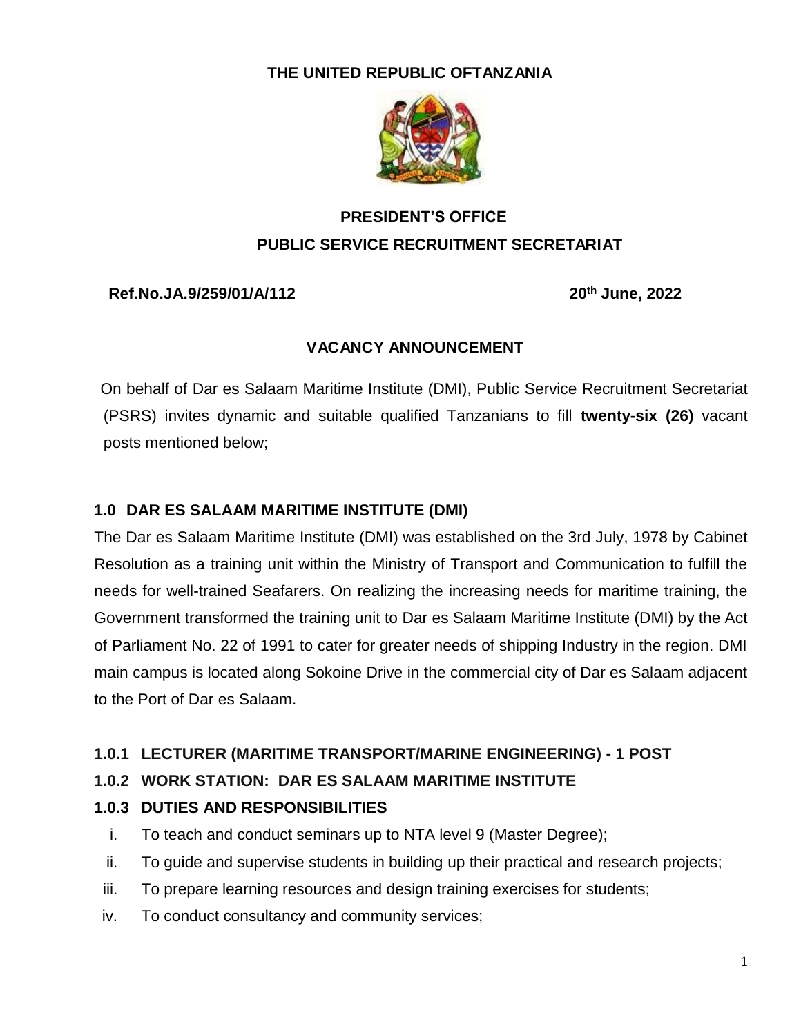**THE UNITED REPUBLIC OFTANZANIA**

**PRESIDENT'S OFFICE**

**PUBLIC SERVICE RECRUITMENT SECRETARIAT**

**Ref.No.JA.9/259/01/A/112** **20th June, 2022**

**VACANCY ANNOUNCEMENT**

On behalf of Dar es Salaam Maritime Institute (DMI), Public Service Recruitment Secretariat (PSRS) invites dynamic and suitable qualified Tanzanians to fill **twenty-six (26)** vacant posts mentioned below;

## 1.0 DAR ES SALAAM MARITIME INSTITUTE (DMI)

The Dar es Salaam Maritime Institute (DMI) was established on the 3rd July, 1978 by Cabinet Resolution as a training unit within the Ministry of Transport and Communication to fulfill the needs for well-trained Seafarers. On realizing the increasing needs for maritime training, the Government transformed the training unit to Dar es Salaam Maritime Institute (DMI) by the Act of Parliament No. 22 of 1991 to cater for greater needs of shipping Industry in the region. DMI main campus is located along Sokoine Drive in the commercial city of Dar es Salaam adjacent to the Port of Dar es Salaam.

### 1.0.1 LECTURER (MARITIME TRANSPORT/MARINE ENGINEERING) - 1 POST

### 1.0.2 WORK STATION: DAR ES SALAAM MARITIME INSTITUTE

### 1.0.3 DUTIES AND RESPONSIBILITIES

i. To teach and conduct seminars up to NTA level 9 (Master Degree);

ii. To guide and supervise students in building up their practical and research projects;

iii. To prepare learning resources and design training exercises for students;

iv. To conduct consultancy and community services;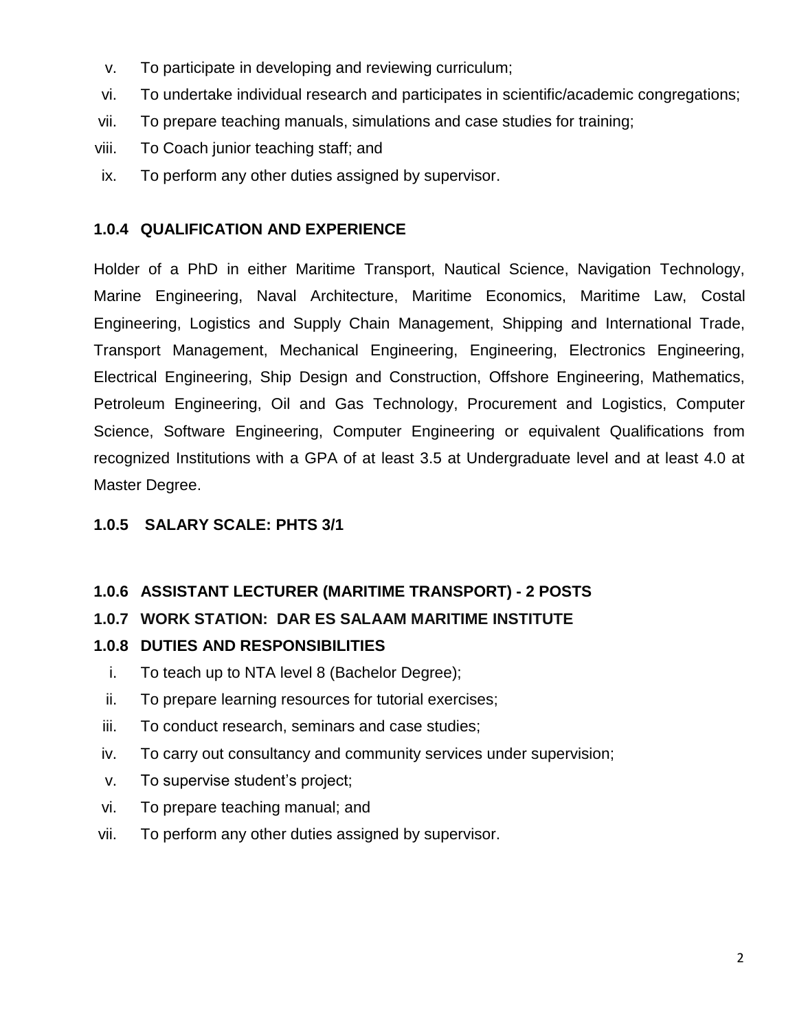v. To participate in developing and reviewing curriculum;
vi. To undertake individual research and participates in scientific/academic congregations;
vii. To prepare teaching manuals, simulations and case studies for training;
viii. To Coach junior teaching staff; and
ix. To perform any other duties assigned by supervisor.

**1.0.4 QUALIFICATION AND EXPERIENCE**

Holder of a PhD in either Maritime Transport, Nautical Science, Navigation Technology, Marine Engineering, Naval Architecture, Maritime Economics, Maritime Law, Costal Engineering, Logistics and Supply Chain Management, Shipping and International Trade, Transport Management, Mechanical Engineering, Engineering, Electronics Engineering, Electrical Engineering, Ship Design and Construction, Offshore Engineering, Mathematics, Petroleum Engineering, Oil and Gas Technology, Procurement and Logistics, Computer Science, Software Engineering, Computer Engineering or equivalent Qualifications from recognized Institutions with a GPA of at least 3.5 at Undergraduate level and at least 4.0 at Master Degree.

**1.0.5 SALARY SCALE: PHTS 3/1**

**1.0.6 ASSISTANT LECTURER (MARITIME TRANSPORT) - 2 POSTS**

**1.0.7 WORK STATION: DAR ES SALAAM MARITIME INSTITUTE**

**1.0.8 DUTIES AND RESPONSIBILITIES**

i. To teach up to NTA level 8 (Bachelor Degree);
ii. To prepare learning resources for tutorial exercises;
iii. To conduct research, seminars and case studies;
iv. To carry out consultancy and community services under supervision;
v. To supervise student's project;
vi. To prepare teaching manual; and
vii. To perform any other duties assigned by supervisor.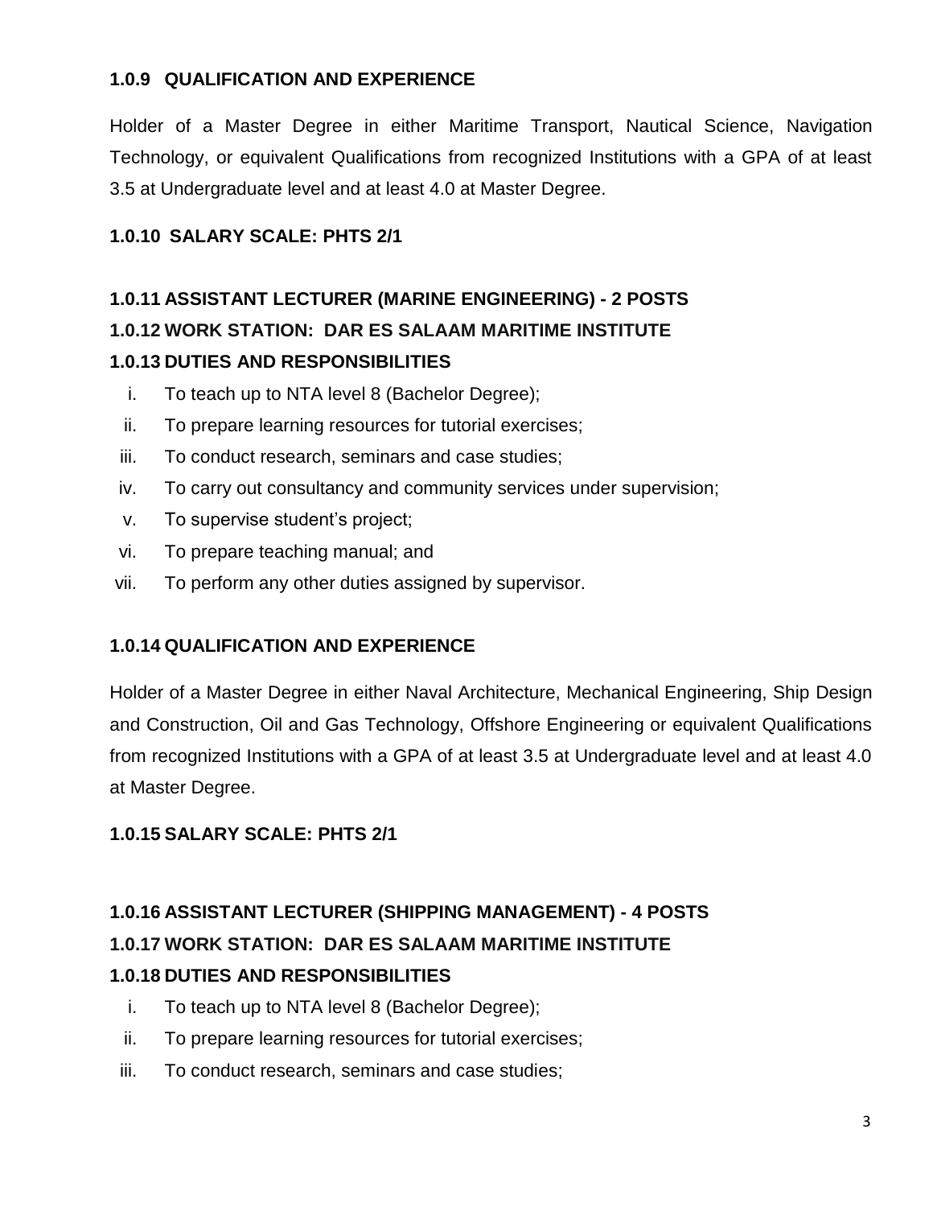### 1.0.9 QUALIFICATION AND EXPERIENCE

Holder of a Master Degree in either Maritime Transport, Nautical Science, Navigation Technology, or equivalent Qualifications from recognized Institutions with a GPA of at least 3.5 at Undergraduate level and at least 4.0 at Master Degree.

### 1.0.10 SALARY SCALE: PHTS 2/1

### 1.0.11 ASSISTANT LECTURER (MARINE ENGINEERING) - 2 POSTS

### 1.0.12 WORK STATION: DAR ES SALAAM MARITIME INSTITUTE

### 1.0.13 DUTIES AND RESPONSIBILITIES

i. To teach up to NTA level 8 (Bachelor Degree);
ii. To prepare learning resources for tutorial exercises;
iii. To conduct research, seminars and case studies;
iv. To carry out consultancy and community services under supervision;
v. To supervise student's project;
vi. To prepare teaching manual; and
vii. To perform any other duties assigned by supervisor.

### 1.0.14 QUALIFICATION AND EXPERIENCE

Holder of a Master Degree in either Naval Architecture, Mechanical Engineering, Ship Design and Construction, Oil and Gas Technology, Offshore Engineering or equivalent Qualifications from recognized Institutions with a GPA of at least 3.5 at Undergraduate level and at least 4.0 at Master Degree.

### 1.0.15 SALARY SCALE: PHTS 2/1

### 1.0.16 ASSISTANT LECTURER (SHIPPING MANAGEMENT) - 4 POSTS

### 1.0.17 WORK STATION: DAR ES SALAAM MARITIME INSTITUTE

### 1.0.18 DUTIES AND RESPONSIBILITIES

i. To teach up to NTA level 8 (Bachelor Degree);
ii. To prepare learning resources for tutorial exercises;
iii. To conduct research, seminars and case studies;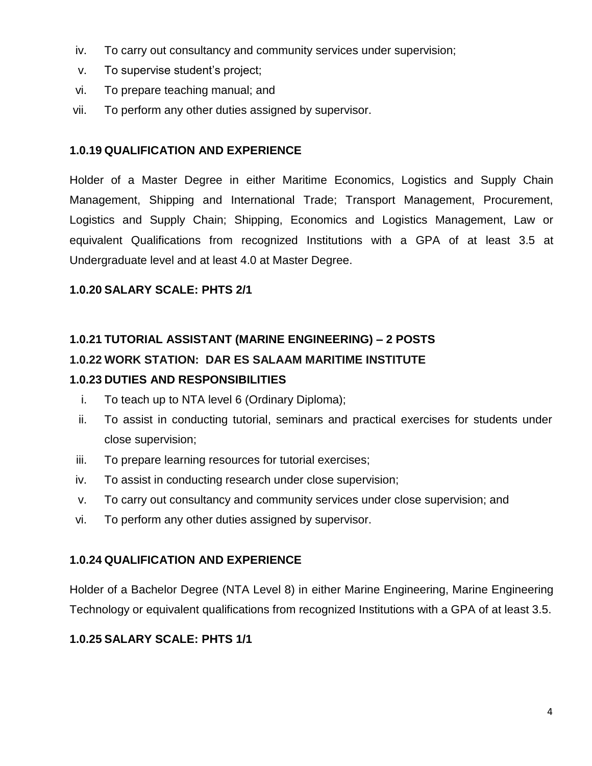iv. To carry out consultancy and community services under supervision;
v. To supervise student's project;
vi. To prepare teaching manual; and
vii. To perform any other duties assigned by supervisor.

**1.0.19 QUALIFICATION AND EXPERIENCE**

Holder of a Master Degree in either Maritime Economics, Logistics and Supply Chain Management, Shipping and International Trade; Transport Management, Procurement, Logistics and Supply Chain; Shipping, Economics and Logistics Management, Law or equivalent Qualifications from recognized Institutions with a GPA of at least 3.5 at Undergraduate level and at least 4.0 at Master Degree.

**1.0.20 SALARY SCALE: PHTS 2/1**

**1.0.21 TUTORIAL ASSISTANT (MARINE ENGINEERING) – 2 POSTS**

**1.0.22 WORK STATION: DAR ES SALAAM MARITIME INSTITUTE**

**1.0.23 DUTIES AND RESPONSIBILITIES**

i. To teach up to NTA level 6 (Ordinary Diploma);
ii. To assist in conducting tutorial, seminars and practical exercises for students under close supervision;
iii. To prepare learning resources for tutorial exercises;
iv. To assist in conducting research under close supervision;
v. To carry out consultancy and community services under close supervision; and
vi. To perform any other duties assigned by supervisor.

**1.0.24 QUALIFICATION AND EXPERIENCE**

Holder of a Bachelor Degree (NTA Level 8) in either Marine Engineering, Marine Engineering Technology or equivalent qualifications from recognized Institutions with a GPA of at least 3.5.

**1.0.25 SALARY SCALE: PHTS 1/1**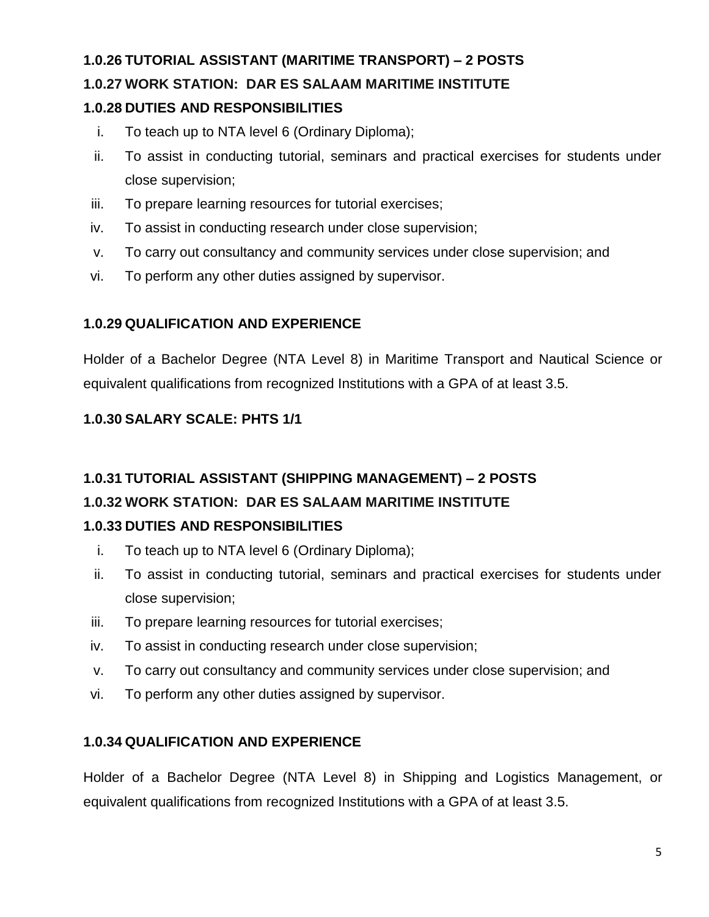**1.0.26 TUTORIAL ASSISTANT (MARITIME TRANSPORT) – 2 POSTS**

**1.0.27 WORK STATION: DAR ES SALAAM MARITIME INSTITUTE**

**1.0.28 DUTIES AND RESPONSIBILITIES**

i. To teach up to NTA level 6 (Ordinary Diploma);
ii. To assist in conducting tutorial, seminars and practical exercises for students under close supervision;
iii. To prepare learning resources for tutorial exercises;
iv. To assist in conducting research under close supervision;
v. To carry out consultancy and community services under close supervision; and
vi. To perform any other duties assigned by supervisor.

**1.0.29 QUALIFICATION AND EXPERIENCE**

Holder of a Bachelor Degree (NTA Level 8) in Maritime Transport and Nautical Science or equivalent qualifications from recognized Institutions with a GPA of at least 3.5.

**1.0.30 SALARY SCALE: PHTS 1/1**

**1.0.31 TUTORIAL ASSISTANT (SHIPPING MANAGEMENT) – 2 POSTS**

**1.0.32 WORK STATION: DAR ES SALAAM MARITIME INSTITUTE**

**1.0.33 DUTIES AND RESPONSIBILITIES**

i. To teach up to NTA level 6 (Ordinary Diploma);
ii. To assist in conducting tutorial, seminars and practical exercises for students under close supervision;
iii. To prepare learning resources for tutorial exercises;
iv. To assist in conducting research under close supervision;
v. To carry out consultancy and community services under close supervision; and
vi. To perform any other duties assigned by supervisor.

**1.0.34 QUALIFICATION AND EXPERIENCE**

Holder of a Bachelor Degree (NTA Level 8) in Shipping and Logistics Management, or equivalent qualifications from recognized Institutions with a GPA of at least 3.5.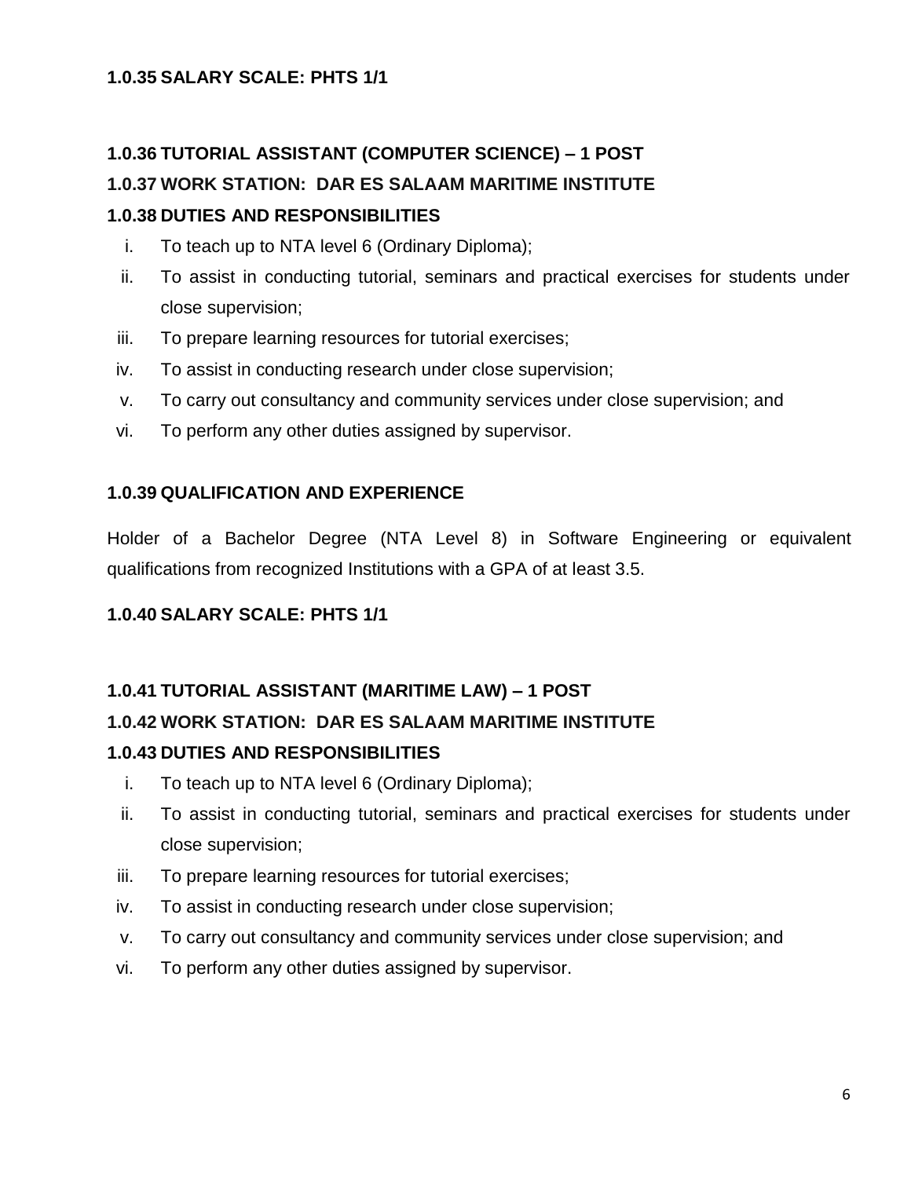**1.0.35 SALARY SCALE: PHTS 1/1**

**1.0.36 TUTORIAL ASSISTANT (COMPUTER SCIENCE) – 1 POST**

**1.0.37 WORK STATION: DAR ES SALAAM MARITIME INSTITUTE**

**1.0.38 DUTIES AND RESPONSIBILITIES**

i. To teach up to NTA level 6 (Ordinary Diploma);

ii. To assist in conducting tutorial, seminars and practical exercises for students under close supervision;

iii. To prepare learning resources for tutorial exercises;

iv. To assist in conducting research under close supervision;

v. To carry out consultancy and community services under close supervision; and

vi. To perform any other duties assigned by supervisor.

**1.0.39 QUALIFICATION AND EXPERIENCE**

Holder of a Bachelor Degree (NTA Level 8) in Software Engineering or equivalent qualifications from recognized Institutions with a GPA of at least 3.5.

**1.0.40 SALARY SCALE: PHTS 1/1**

**1.0.41 TUTORIAL ASSISTANT (MARITIME LAW) – 1 POST**

**1.0.42 WORK STATION: DAR ES SALAAM MARITIME INSTITUTE**

**1.0.43 DUTIES AND RESPONSIBILITIES**

i. To teach up to NTA level 6 (Ordinary Diploma);

ii. To assist in conducting tutorial, seminars and practical exercises for students under close supervision;

iii. To prepare learning resources for tutorial exercises;

iv. To assist in conducting research under close supervision;

v. To carry out consultancy and community services under close supervision; and

vi. To perform any other duties assigned by supervisor.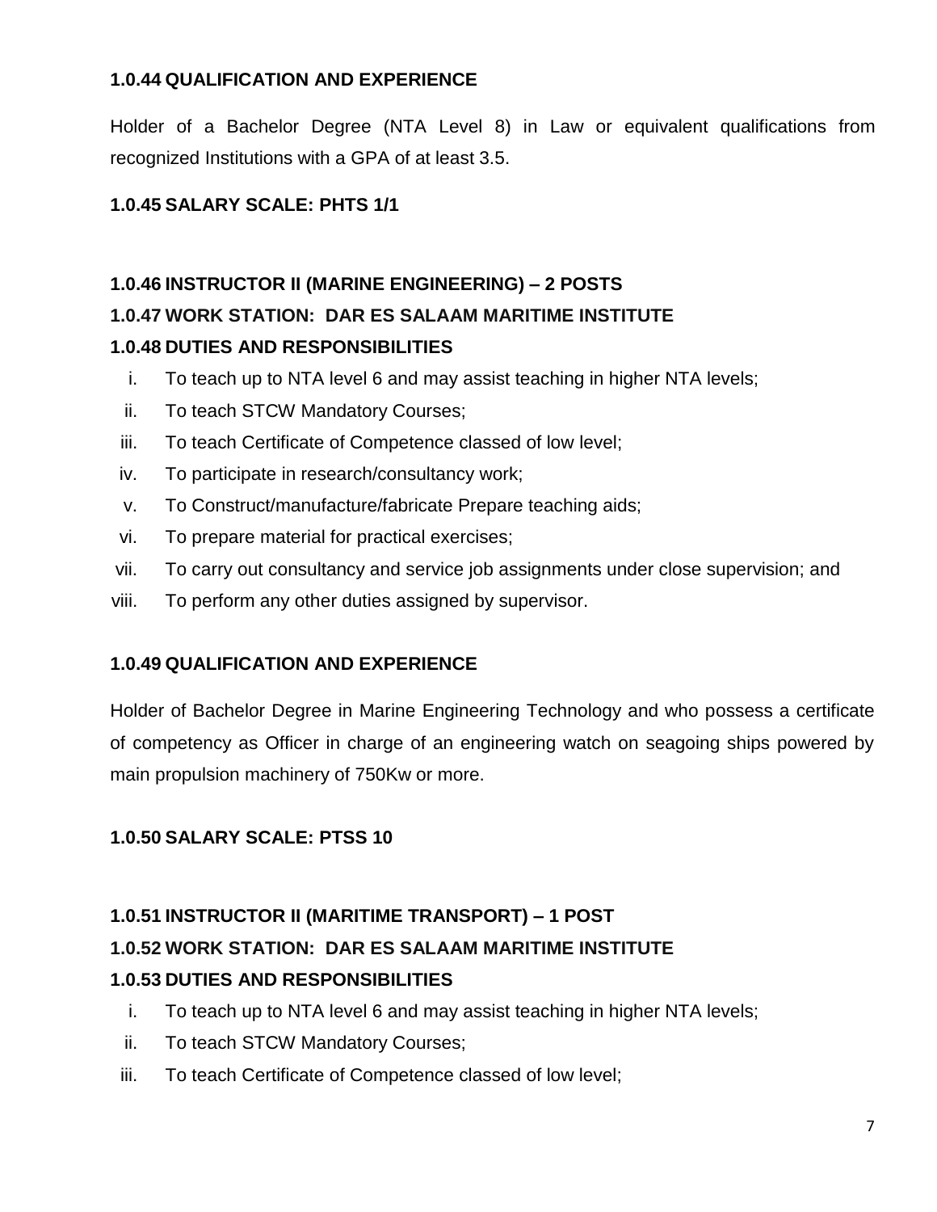**1.0.44 QUALIFICATION AND EXPERIENCE**

Holder of a Bachelor Degree (NTA Level 8) in Law or equivalent qualifications from recognized Institutions with a GPA of at least 3.5.

**1.0.45 SALARY SCALE: PHTS 1/1**

**1.0.46 INSTRUCTOR II (MARINE ENGINEERING) – 2 POSTS**

**1.0.47 WORK STATION: DAR ES SALAAM MARITIME INSTITUTE**

**1.0.48 DUTIES AND RESPONSIBILITIES**

i. To teach up to NTA level 6 and may assist teaching in higher NTA levels;
ii. To teach STCW Mandatory Courses;
iii. To teach Certificate of Competence classed of low level;
iv. To participate in research/consultancy work;
v. To Construct/manufacture/fabricate Prepare teaching aids;
vi. To prepare material for practical exercises;
vii. To carry out consultancy and service job assignments under close supervision; and
viii. To perform any other duties assigned by supervisor.

**1.0.49 QUALIFICATION AND EXPERIENCE**

Holder of Bachelor Degree in Marine Engineering Technology and who possess a certificate of competency as Officer in charge of an engineering watch on seagoing ships powered by main propulsion machinery of 750Kw or more.

**1.0.50 SALARY SCALE: PTSS 10**

**1.0.51 INSTRUCTOR II (MARITIME TRANSPORT) – 1 POST**

**1.0.52 WORK STATION: DAR ES SALAAM MARITIME INSTITUTE**

**1.0.53 DUTIES AND RESPONSIBILITIES**

i. To teach up to NTA level 6 and may assist teaching in higher NTA levels;
ii. To teach STCW Mandatory Courses;
iii. To teach Certificate of Competence classed of low level;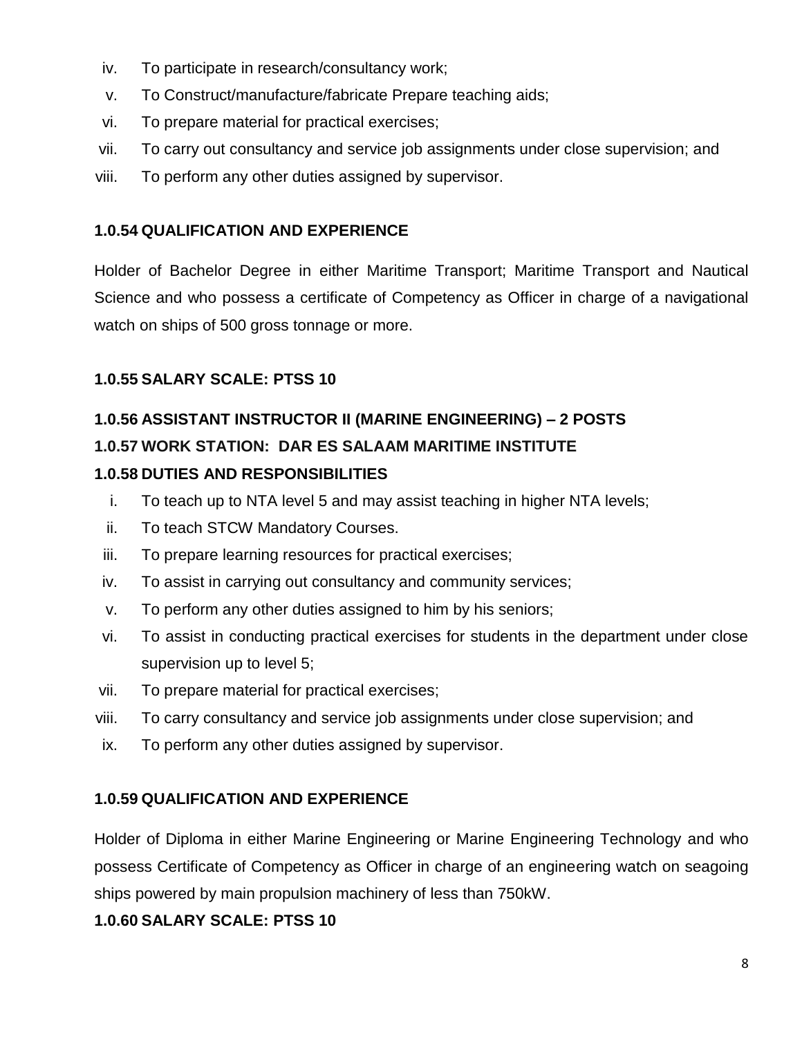iv. To participate in research/consultancy work;
v. To Construct/manufacture/fabricate Prepare teaching aids;
vi. To prepare material for practical exercises;
vii. To carry out consultancy and service job assignments under close supervision; and
viii. To perform any other duties assigned by supervisor.

**1.0.54 QUALIFICATION AND EXPERIENCE**

Holder of Bachelor Degree in either Maritime Transport; Maritime Transport and Nautical Science and who possess a certificate of Competency as Officer in charge of a navigational watch on ships of 500 gross tonnage or more.

**1.0.55 SALARY SCALE: PTSS 10**

**1.0.56 ASSISTANT INSTRUCTOR II (MARINE ENGINEERING) – 2 POSTS**

**1.0.57 WORK STATION: DAR ES SALAAM MARITIME INSTITUTE**

**1.0.58 DUTIES AND RESPONSIBILITIES**

i. To teach up to NTA level 5 and may assist teaching in higher NTA levels;
ii. To teach STCW Mandatory Courses.
iii. To prepare learning resources for practical exercises;
iv. To assist in carrying out consultancy and community services;
v. To perform any other duties assigned to him by his seniors;
vi. To assist in conducting practical exercises for students in the department under close supervision up to level 5;
vii. To prepare material for practical exercises;
viii. To carry consultancy and service job assignments under close supervision; and
ix. To perform any other duties assigned by supervisor.

**1.0.59 QUALIFICATION AND EXPERIENCE**

Holder of Diploma in either Marine Engineering or Marine Engineering Technology and who possess Certificate of Competency as Officer in charge of an engineering watch on seagoing ships powered by main propulsion machinery of less than 750kW.

**1.0.60 SALARY SCALE: PTSS 10**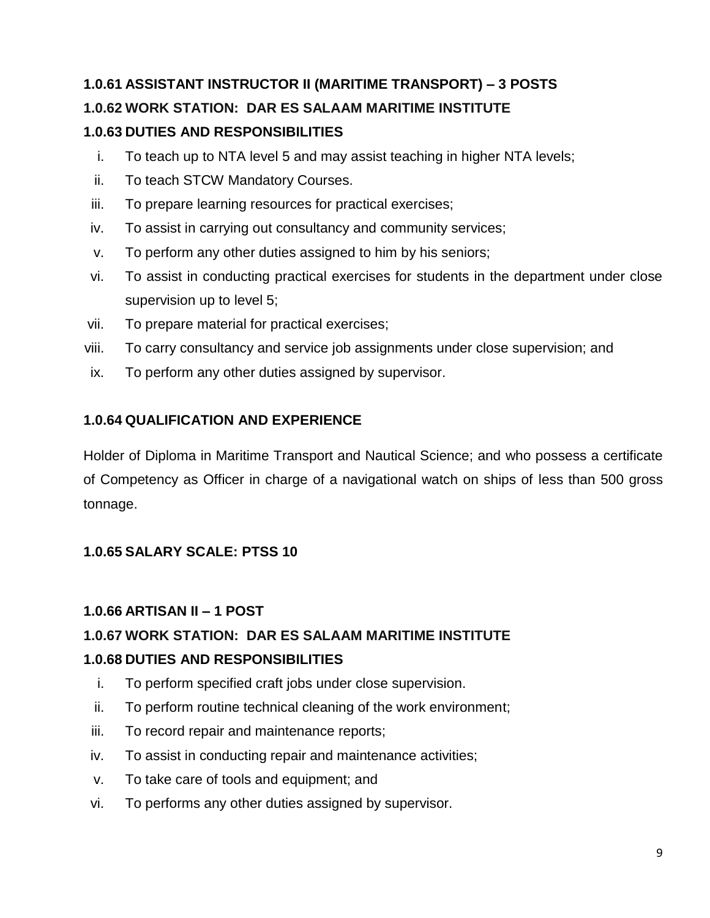**1.0.61 ASSISTANT INSTRUCTOR II (MARITIME TRANSPORT) – 3 POSTS**

**1.0.62 WORK STATION: DAR ES SALAAM MARITIME INSTITUTE**

**1.0.63 DUTIES AND RESPONSIBILITIES**

i. To teach up to NTA level 5 and may assist teaching in higher NTA levels;
ii. To teach STCW Mandatory Courses.
iii. To prepare learning resources for practical exercises;
iv. To assist in carrying out consultancy and community services;
v. To perform any other duties assigned to him by his seniors;
vi. To assist in conducting practical exercises for students in the department under close supervision up to level 5;
vii. To prepare material for practical exercises;
viii. To carry consultancy and service job assignments under close supervision; and
ix. To perform any other duties assigned by supervisor.

**1.0.64 QUALIFICATION AND EXPERIENCE**

Holder of Diploma in Maritime Transport and Nautical Science; and who possess a certificate of Competency as Officer in charge of a navigational watch on ships of less than 500 gross tonnage.

**1.0.65 SALARY SCALE: PTSS 10**

**1.0.66 ARTISAN II – 1 POST**

**1.0.67 WORK STATION: DAR ES SALAAM MARITIME INSTITUTE**

**1.0.68 DUTIES AND RESPONSIBILITIES**

i. To perform specified craft jobs under close supervision.
ii. To perform routine technical cleaning of the work environment;
iii. To record repair and maintenance reports;
iv. To assist in conducting repair and maintenance activities;
v. To take care of tools and equipment; and
vi. To performs any other duties assigned by supervisor.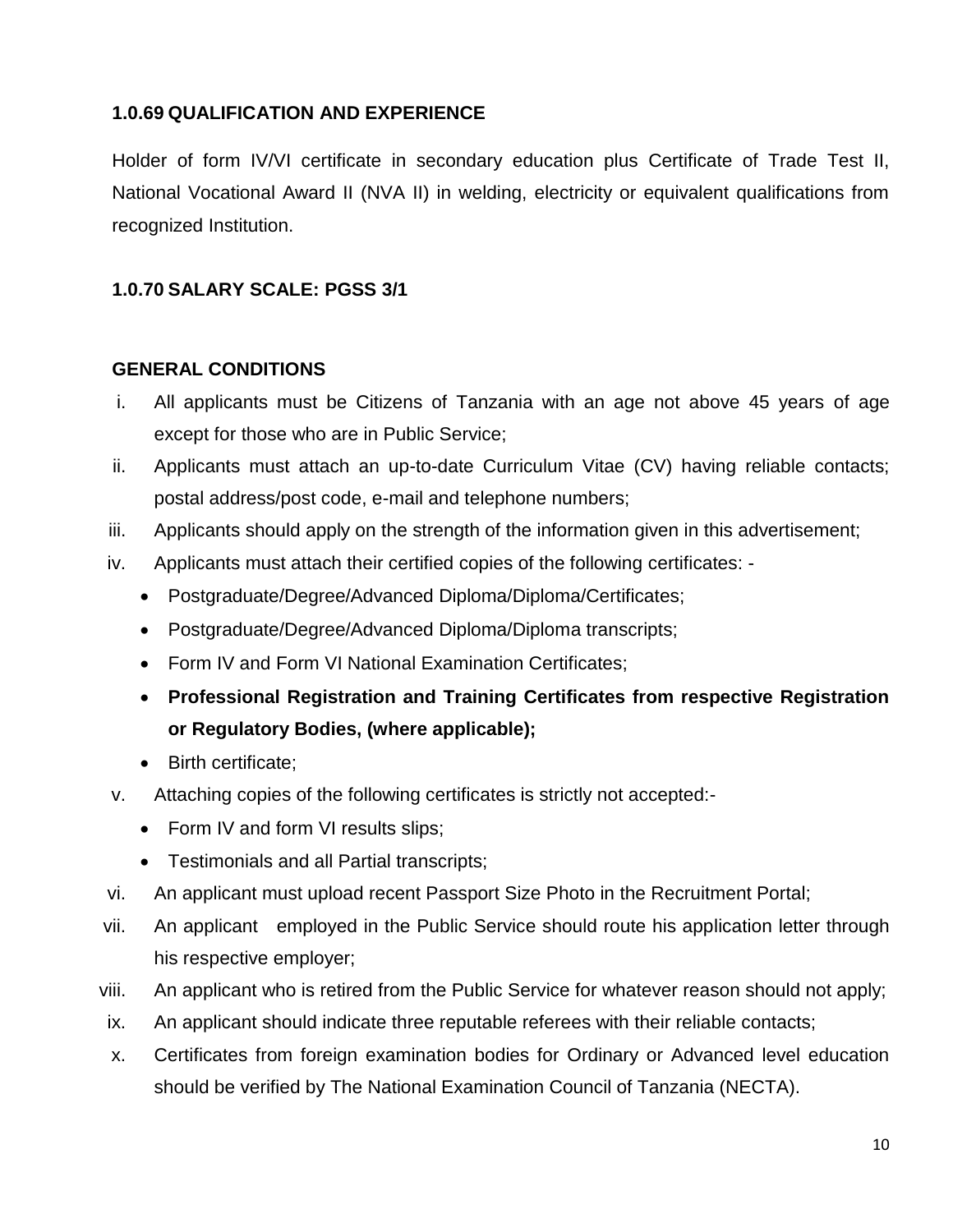### 1.0.69 QUALIFICATION AND EXPERIENCE

Holder of form IV/VI certificate in secondary education plus Certificate of Trade Test II, National Vocational Award II (NVA II) in welding, electricity or equivalent qualifications from recognized Institution.

### 1.0.70 SALARY SCALE: PGSS 3/1

### GENERAL CONDITIONS

i. All applicants must be Citizens of Tanzania with an age not above 45 years of age except for those who are in Public Service;

ii. Applicants must attach an up-to-date Curriculum Vitae (CV) having reliable contacts; postal address/post code, e-mail and telephone numbers;

iii. Applicants should apply on the strength of the information given in this advertisement;

iv. Applicants must attach their certified copies of the following certificates: -
   - Postgraduate/Degree/Advanced Diploma/Diploma/Certificates;
   - Postgraduate/Degree/Advanced Diploma/Diploma transcripts;
   - Form IV and Form VI National Examination Certificates;
   - **Professional Registration and Training Certificates from respective Registration or Regulatory Bodies, (where applicable);**
   - Birth certificate;

v. Attaching copies of the following certificates is strictly not accepted:-
   - Form IV and form VI results slips;
   - Testimonials and all Partial transcripts;

vi. An applicant must upload recent Passport Size Photo in the Recruitment Portal;

vii. An applicant employed in the Public Service should route his application letter through his respective employer;

viii. An applicant who is retired from the Public Service for whatever reason should not apply;

ix. An applicant should indicate three reputable referees with their reliable contacts;

x. Certificates from foreign examination bodies for Ordinary or Advanced level education should be verified by The National Examination Council of Tanzania (NECTA).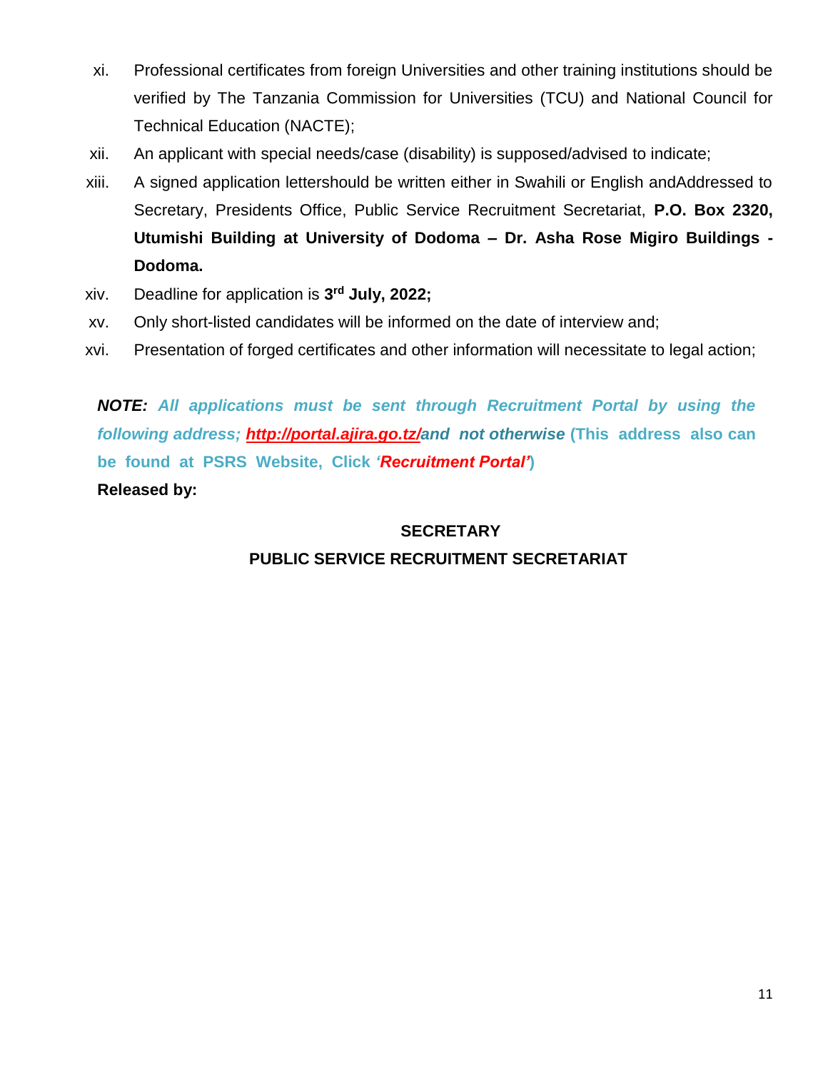xi. Professional certificates from foreign Universities and other training institutions should be verified by The Tanzania Commission for Universities (TCU) and National Council for Technical Education (NACTE);

xii. An applicant with special needs/case (disability) is supposed/advised to indicate;

xiii. A signed application lettershould be written either in Swahili or English andAddressed to Secretary, Presidents Office, Public Service Recruitment Secretariat, **P.O. Box 2320, Utumishi Building at University of Dodoma – Dr. Asha Rose Migiro Buildings - Dodoma.**

xiv. Deadline for application is **3rd July, 2022;**

xv. Only short-listed candidates will be informed on the date of interview and;

xvi. Presentation of forged certificates and other information will necessitate to legal action;

***NOTE:*** ***All applications must be sent through Recruitment Portal by using the following address; http://portal.ajira.go.tz/and not otherwise*** **(This address also can be found at PSRS Website, Click *'Recruitment Portal'*)**

**Released by:**

**SECRETARY**

**PUBLIC SERVICE RECRUITMENT SECRETARIAT**